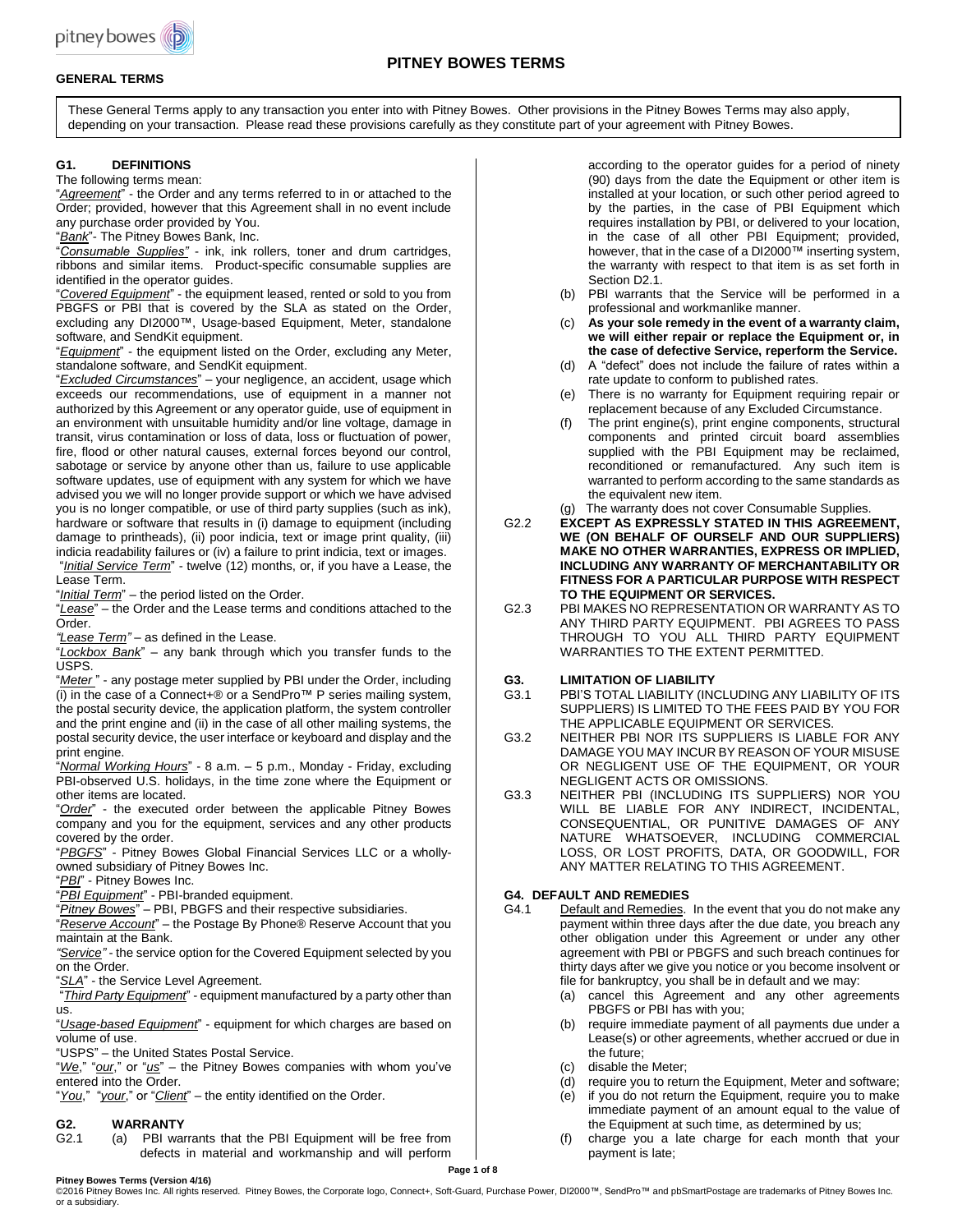# PITNEY BOWES TERMS

## GENERAL TERMS

These General Terms apply to any transaction you enter into with Pitney Bowes. Other provisions in the Pitney Bowes Terms may also apply, depending on your transaction. Please read these provisions carefully as they constitute part of your agreement with Pitney Bowes.

### G1. DEFINITIONS

The following terms mean:

"*Agreement*" - the Order and any terms referred to in or attached to the Order; provided, however that this Agreement shall in no event include any purchase order provided by You.

"*Bank*"- The Pitney Bowes Bank, Inc.

"*Consumable Supplies"* - ink, ink rollers, toner and drum cartridges, ribbons and similar items. Product-specific consumable supplies are identified in the operator guides.

"*Covered Equipment*" - the equipment leased, rented or sold to you from PBGFS or PBI that is covered by the SLA as stated on the Order, excluding any DI2000™, Usage-based Equipment, Meter, standalone software, and SendKit equipment.

"*Equipment*" - the equipment listed on the Order, excluding any Meter, standalone software, and SendKit equipment.

"*Excluded Circumstances*" – your negligence, an accident, usage which exceeds our recommendations, use of equipment in a manner not authorized by this Agreement or any operator guide, use of equipment in an environment with unsuitable humidity and/or line voltage, damage in transit, virus contamination or loss of data, loss or fluctuation of power, fire, flood or other natural causes, external forces beyond our control, sabotage or service by anyone other than us, failure to use applicable software updates, use of equipment with any system for which we have advised you we will no longer provide support or which we have advised you is no longer compatible, or use of third party supplies (such as ink), hardware or software that results in (i) damage to equipment (including damage to printheads), (ii) poor indicia, text or image print quality, (iii) indicia readability failures or (iv) a failure to print indicia, text or images.

"*Initial Service Term*" - twelve (12) months, or, if you have a Lease, the Lease Term.

"*Initial Term*" – the period listed on the Order.

"*Lease*" – the Order and the Lease terms and conditions attached to the Order.

*"Lease Term"* – as defined in the Lease.

"*Lockbox Bank*" – any bank through which you transfer funds to the USPS.

"*Meter* " - any postage meter supplied by PBI under the Order, including (i) in the case of a Connect+® or a SendPro™ P series mailing system, the postal security device, the application platform, the system controller and the print engine and (ii) in the case of all other mailing systems, the postal security device, the user interface or keyboard and display and the print engine.

"*Normal Working Hours*" - 8 a.m. – 5 p.m., Monday - Friday, excluding PBI-observed U.S. holidays, in the time zone where the Equipment or other items are located.

"*Order*" - the executed order between the applicable Pitney Bowes company and you for the equipment, services and any other products covered by the order.

"*PBGFS*" - Pitney Bowes Global Financial Services LLC or a wholly-owned subsidiary of Pitney Bowes Inc.

"*PBI*" - Pitney Bowes Inc.

"*PBI Equipment*" - PBI-branded equipment.

"*Pitney Bowes*" – PBI, PBGFS and their respective subsidiaries.

"*Reserve Account*" – the Postage By Phone® Reserve Account that you maintain at the Bank.

*"Service"* - the service option for the Covered Equipment selected by you on the Order.

"*SLA*" - the Service Level Agreement.

"*Third Party Equipment*" - equipment manufactured by a party other than us.

"*Usage-based Equipment*" - equipment for which charges are based on volume of use.

"USPS" – the United States Postal Service.

"*We*," "*our*," or "*us*" – the Pitney Bowes companies with whom you've entered into the Order.

"*You*," "*your*," or "*Client*" – the entity identified on the Order.

### G2. WARRANTY

G2.1

(a) PBI warrants that the PBI Equipment will be free from defects in material and workmanship and will perform according to the operator guides for a period of ninety (90) days from the date the Equipment or other item is installed at your location, or such other period agreed to by the parties, in the case of PBI Equipment which requires installation by PBI, or delivered to your location, in the case of all other PBI Equipment; provided, however, that in the case of a DI2000™ inserting system, the warranty with respect to that item is as set forth in Section D2.1.

(b) PBI warrants that the Service will be performed in a professional and workmanlike manner.

(c) **As your sole remedy in the event of a warranty claim, we will either repair or replace the Equipment or, in the case of defective Service, reperform the Service.**

(d) A "defect" does not include the failure of rates within a rate update to conform to published rates.

(e) There is no warranty for Equipment requiring repair or replacement because of any Excluded Circumstance.

(f) The print engine(s), print engine components, structural components and printed circuit board assemblies supplied with the PBI Equipment may be reclaimed, reconditioned or remanufactured. Any such item is warranted to perform according to the same standards as the equivalent new item.

(g) The warranty does not cover Consumable Supplies.

G2.2 **EXCEPT AS EXPRESSLY STATED IN THIS AGREEMENT, WE (ON BEHALF OF OURSELF AND OUR SUPPLIERS) MAKE NO OTHER WARRANTIES, EXPRESS OR IMPLIED, INCLUDING ANY WARRANTY OF MERCHANTABILITY OR FITNESS FOR A PARTICULAR PURPOSE WITH RESPECT TO THE EQUIPMENT OR SERVICES.**

G2.3 PBI MAKES NO REPRESENTATION OR WARRANTY AS TO ANY THIRD PARTY EQUIPMENT. PBI AGREES TO PASS THROUGH TO YOU ALL THIRD PARTY EQUIPMENT WARRANTIES TO THE EXTENT PERMITTED.

### G3. LIMITATION OF LIABILITY

G3.1 PBI'S TOTAL LIABILITY (INCLUDING ANY LIABILITY OF ITS SUPPLIERS) IS LIMITED TO THE FEES PAID BY YOU FOR THE APPLICABLE EQUIPMENT OR SERVICES.

G3.2 NEITHER PBI NOR ITS SUPPLIERS IS LIABLE FOR ANY DAMAGE YOU MAY INCUR BY REASON OF YOUR MISUSE OR NEGLIGENT USE OF THE EQUIPMENT, OR YOUR NEGLIGENT ACTS OR OMISSIONS.

G3.3 NEITHER PBI (INCLUDING ITS SUPPLIERS) NOR YOU WILL BE LIABLE FOR ANY INDIRECT, INCIDENTAL, CONSEQUENTIAL, OR PUNITIVE DAMAGES OF ANY NATURE WHATSOEVER, INCLUDING COMMERCIAL LOSS, OR LOST PROFITS, DATA, OR GOODWILL, FOR ANY MATTER RELATING TO THIS AGREEMENT.

### G4. DEFAULT AND REMEDIES

G4.1 Default and Remedies. In the event that you do not make any payment within three days after the due date, you breach any other obligation under this Agreement or under any other agreement with PBI or PBGFS and such breach continues for thirty days after we give you notice or you become insolvent or file for bankruptcy, you shall be in default and we may:

(a) cancel this Agreement and any other agreements PBGFS or PBI has with you;

(b) require immediate payment of all payments due under a Lease(s) or other agreements, whether accrued or due in the future;

(c) disable the Meter;

(d) require you to return the Equipment, Meter and software;

(e) if you do not return the Equipment, require you to make immediate payment of an amount equal to the value of the Equipment at such time, as determined by us;

(f) charge you a late charge for each month that your payment is late;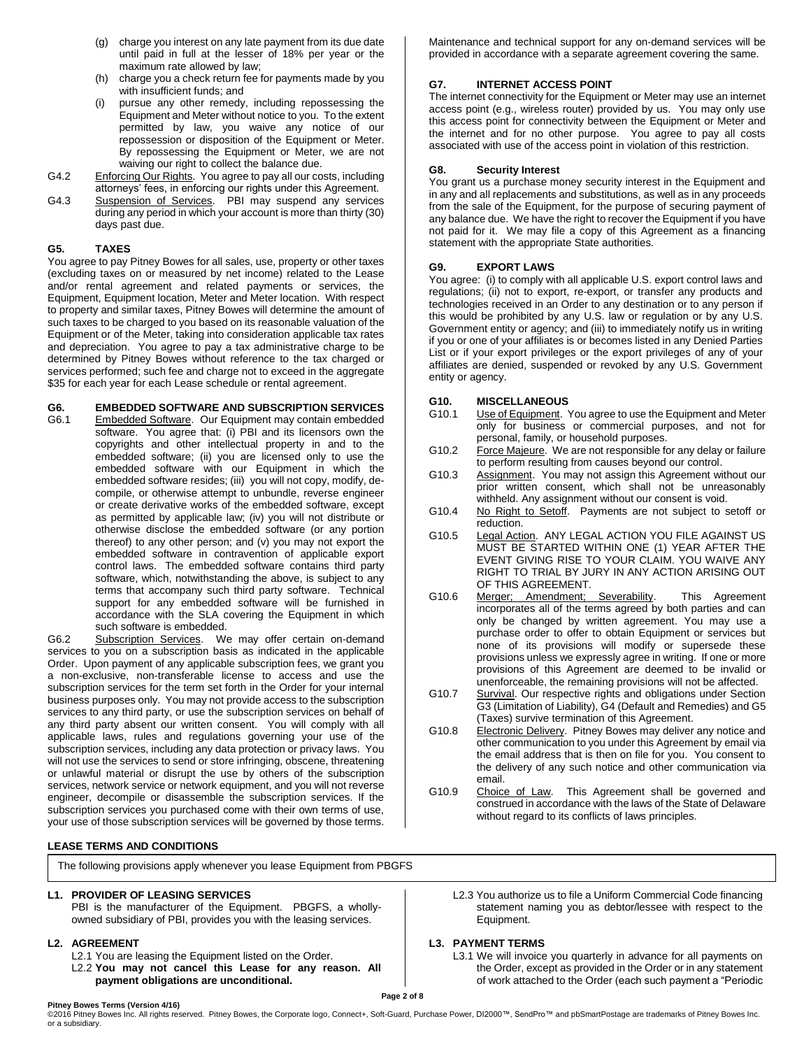(g) charge you interest on any late payment from its due date until paid in full at the lesser of 18% per year or the maximum rate allowed by law;

(h) charge you a check return fee for payments made by you with insufficient funds; and

(i) pursue any other remedy, including repossessing the Equipment and Meter without notice to you. To the extent permitted by law, you waive any notice of our repossession or disposition of the Equipment or Meter. By repossessing the Equipment or Meter, we are not waiving our right to collect the balance due.

G4.2 Enforcing Our Rights. You agree to pay all our costs, including attorneys' fees, in enforcing our rights under this Agreement.

G4.3 Suspension of Services. PBI may suspend any services during any period in which your account is more than thirty (30) days past due.

## G5. TAXES

You agree to pay Pitney Bowes for all sales, use, property or other taxes (excluding taxes on or measured by net income) related to the Lease and/or rental agreement and related payments or services, the Equipment, Equipment location, Meter and Meter location. With respect to property and similar taxes, Pitney Bowes will determine the amount of such taxes to be charged to you based on its reasonable valuation of the Equipment or of the Meter, taking into consideration applicable tax rates and depreciation. You agree to pay a tax administrative charge to be determined by Pitney Bowes without reference to the tax charged or services performed; such fee and charge not to exceed in the aggregate $35 for each year for each Lease schedule or rental agreement.

## G6. EMBEDDED SOFTWARE AND SUBSCRIPTION SERVICES

G6.1 Embedded Software. Our Equipment may contain embedded software. You agree that: (i) PBI and its licensors own the copyrights and other intellectual property in and to the embedded software; (ii) you are licensed only to use the embedded software with our Equipment in which the embedded software resides; (iii) you will not copy, modify, de-compile, or otherwise attempt to unbundle, reverse engineer or create derivative works of the embedded software, except as permitted by applicable law; (iv) you will not distribute or otherwise disclose the embedded software (or any portion thereof) to any other person; and (v) you may not export the embedded software in contravention of applicable export control laws. The embedded software contains third party software, which, notwithstanding the above, is subject to any terms that accompany such third party software. Technical support for any embedded software will be furnished in accordance with the SLA covering the Equipment in which such software is embedded.

G6.2 Subscription Services. We may offer certain on-demand services to you on a subscription basis as indicated in the applicable Order. Upon payment of any applicable subscription fees, we grant you a non-exclusive, non-transferable license to access and use the subscription services for the term set forth in the Order for your internal business purposes only. You may not provide access to the subscription services to any third party, or use the subscription services on behalf of any third party absent our written consent. You will comply with all applicable laws, rules and regulations governing your use of the subscription services, including any data protection or privacy laws. You will not use the services to send or store infringing, obscene, threatening or unlawful material or disrupt the use by others of the subscription services, network service or network equipment, and you will not reverse engineer, decompile or disassemble the subscription services. If the subscription services you purchased come with their own terms of use, your use of those subscription services will be governed by those terms. Maintenance and technical support for any on-demand services will be provided in accordance with a separate agreement covering the same.

## G7. INTERNET ACCESS POINT

The internet connectivity for the Equipment or Meter may use an internet access point (e.g., wireless router) provided by us. You may only use this access point for connectivity between the Equipment or Meter and the internet and for no other purpose. You agree to pay all costs associated with use of the access point in violation of this restriction.

## G8. Security Interest

You grant us a purchase money security interest in the Equipment and in any and all replacements and substitutions, as well as in any proceeds from the sale of the Equipment, for the purpose of securing payment of any balance due. We have the right to recover the Equipment if you have not paid for it. We may file a copy of this Agreement as a financing statement with the appropriate State authorities.

## G9. EXPORT LAWS

You agree: (i) to comply with all applicable U.S. export control laws and regulations; (ii) not to export, re-export, or transfer any products and technologies received in an Order to any destination or to any person if this would be prohibited by any U.S. law or regulation or by any U.S. Government entity or agency; and (iii) to immediately notify us in writing if you or one of your affiliates is or becomes listed in any Denied Parties List or if your export privileges or the export privileges of any of your affiliates are denied, suspended or revoked by any U.S. Government entity or agency.

## G10. MISCELLANEOUS

G10.1 Use of Equipment. You agree to use the Equipment and Meter only for business or commercial purposes, and not for personal, family, or household purposes.

G10.2 Force Majeure. We are not responsible for any delay or failure to perform resulting from causes beyond our control.

G10.3 Assignment. You may not assign this Agreement without our prior written consent, which shall not be unreasonably withheld. Any assignment without our consent is void.

G10.4 No Right to Setoff. Payments are not subject to setoff or reduction.

G10.5 Legal Action. ANY LEGAL ACTION YOU FILE AGAINST US MUST BE STARTED WITHIN ONE (1) YEAR AFTER THE EVENT GIVING RISE TO YOUR CLAIM. YOU WAIVE ANY RIGHT TO TRIAL BY JURY IN ANY ACTION ARISING OUT OF THIS AGREEMENT.

G10.6 Merger; Amendment; Severability. This Agreement incorporates all of the terms agreed by both parties and can only be changed by written agreement. You may use a purchase order to offer to obtain Equipment or services but none of its provisions will modify or supersede these provisions unless we expressly agree in writing. If one or more provisions of this Agreement are deemed to be invalid or unenforceable, the remaining provisions will not be affected.

G10.7 Survival. Our respective rights and obligations under Section G3 (Limitation of Liability), G4 (Default and Remedies) and G5 (Taxes) survive termination of this Agreement.

G10.8 Electronic Delivery. Pitney Bowes may deliver any notice and other communication to you under this Agreement by email via the email address that is then on file for you. You consent to the delivery of any such notice and other communication via email.

G10.9 Choice of Law. This Agreement shall be governed and construed in accordance with the laws of the State of Delaware without regard to its conflicts of laws principles.

# LEASE TERMS AND CONDITIONS

The following provisions apply whenever you lease Equipment from PBGFS

## L1. PROVIDER OF LEASING SERVICES

PBI is the manufacturer of the Equipment. PBGFS, a wholly-owned subsidiary of PBI, provides you with the leasing services.

## L2. AGREEMENT

L2.1 You are leasing the Equipment listed on the Order.

L2.2 **You may not cancel this Lease for any reason. All payment obligations are unconditional.**

L2.3 You authorize us to file a Uniform Commercial Code financing statement naming you as debtor/lessee with respect to the Equipment.

## L3. PAYMENT TERMS

L3.1 We will invoice you quarterly in advance for all payments on the Order, except as provided in the Order or in any statement of work attached to the Order (each such payment a "Periodic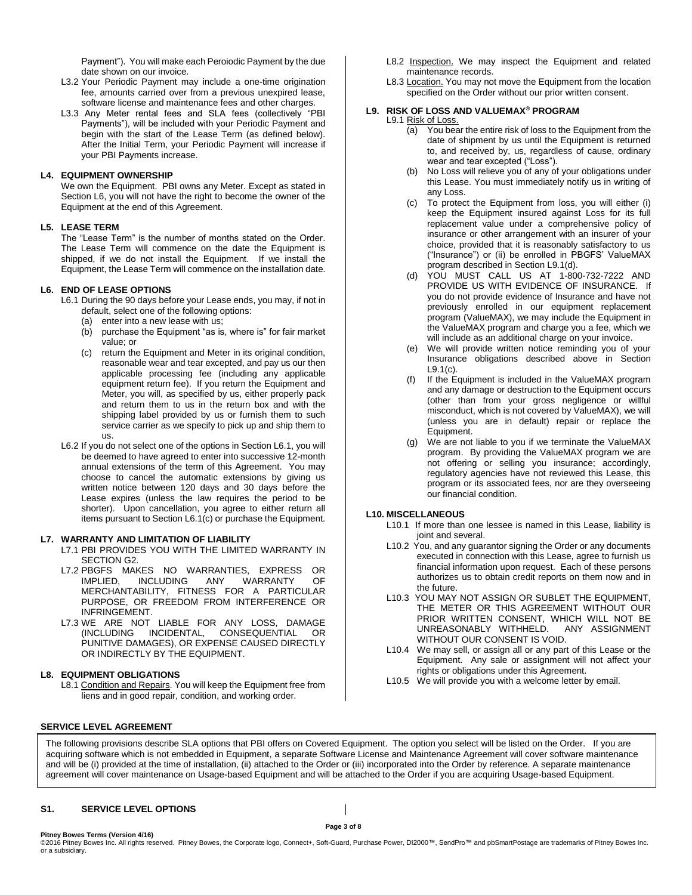Payment"). You will make each Peroiodic Payment by the due date shown on our invoice.

L3.2 Your Periodic Payment may include a one-time origination fee, amounts carried over from a previous unexpired lease, software license and maintenance fees and other charges.

L3.3 Any Meter rental fees and SLA fees (collectively "PBI Payments"), will be included with your Periodic Payment and begin with the start of the Lease Term (as defined below). After the Initial Term, your Periodic Payment will increase if your PBI Payments increase.

### L4. EQUIPMENT OWNERSHIP

We own the Equipment. PBI owns any Meter. Except as stated in Section L6, you will not have the right to become the owner of the Equipment at the end of this Agreement.

### L5. LEASE TERM

The "Lease Term" is the number of months stated on the Order. The Lease Term will commence on the date the Equipment is shipped, if we do not install the Equipment. If we install the Equipment, the Lease Term will commence on the installation date.

### L6. END OF LEASE OPTIONS

L6.1 During the 90 days before your Lease ends, you may, if not in default, select one of the following options:

(a) enter into a new lease with us;

(b) purchase the Equipment "as is, where is" for fair market value; or

(c) return the Equipment and Meter in its original condition, reasonable wear and tear excepted, and pay us our then applicable processing fee (including any applicable equipment return fee). If you return the Equipment and Meter, you will, as specified by us, either properly pack and return them to us in the return box and with the shipping label provided by us or furnish them to such service carrier as we specify to pick up and ship them to us.

L6.2 If you do not select one of the options in Section L6.1, you will be deemed to have agreed to enter into successive 12-month annual extensions of the term of this Agreement. You may choose to cancel the automatic extensions by giving us written notice between 120 days and 30 days before the Lease expires (unless the law requires the period to be shorter). Upon cancellation, you agree to either return all items pursuant to Section L6.1(c) or purchase the Equipment.

### L7. WARRANTY AND LIMITATION OF LIABILITY

L7.1 PBI PROVIDES YOU WITH THE LIMITED WARRANTY IN SECTION G2.

L7.2 PBGFS MAKES NO WARRANTIES, EXPRESS OR IMPLIED, INCLUDING ANY WARRANTY OF MERCHANTABILITY, FITNESS FOR A PARTICULAR PURPOSE, OR FREEDOM FROM INTERFERENCE OR INFRINGEMENT.

L7.3 WE ARE NOT LIABLE FOR ANY LOSS, DAMAGE (INCLUDING INCIDENTAL, CONSEQUENTIAL OR PUNITIVE DAMAGES), OR EXPENSE CAUSED DIRECTLY OR INDIRECTLY BY THE EQUIPMENT.

### L8. EQUIPMENT OBLIGATIONS

L8.1 Condition and Repairs. You will keep the Equipment free from liens and in good repair, condition, and working order.

L8.2 Inspection. We may inspect the Equipment and related maintenance records.

L8.3 Location. You may not move the Equipment from the location specified on the Order without our prior written consent.

### L9. RISK OF LOSS AND VALUEMAX® PROGRAM

L9.1 Risk of Loss.

(a) You bear the entire risk of loss to the Equipment from the date of shipment by us until the Equipment is returned to, and received by, us, regardless of cause, ordinary wear and tear excepted ("Loss").

(b) No Loss will relieve you of any of your obligations under this Lease. You must immediately notify us in writing of any Loss.

(c) To protect the Equipment from loss, you will either (i) keep the Equipment insured against Loss for its full replacement value under a comprehensive policy of insurance or other arrangement with an insurer of your choice, provided that it is reasonably satisfactory to us ("Insurance") or (ii) be enrolled in PBGFS' ValueMAX program described in Section L9.1(d).

(d) YOU MUST CALL US AT 1-800-732-7222 AND PROVIDE US WITH EVIDENCE OF INSURANCE. If you do not provide evidence of Insurance and have not previously enrolled in our equipment replacement program (ValueMAX), we may include the Equipment in the ValueMAX program and charge you a fee, which we will include as an additional charge on your invoice.

(e) We will provide written notice reminding you of your Insurance obligations described above in Section L9.1(c).

(f) If the Equipment is included in the ValueMAX program and any damage or destruction to the Equipment occurs (other than from your gross negligence or willful misconduct, which is not covered by ValueMAX), we will (unless you are in default) repair or replace the Equipment.

(g) We are not liable to you if we terminate the ValueMAX program. By providing the ValueMAX program we are not offering or selling you insurance; accordingly, regulatory agencies have not reviewed this Lease, this program or its associated fees, nor are they overseeing our financial condition.

### L10. MISCELLANEOUS

L10.1 If more than one lessee is named in this Lease, liability is joint and several.

L10.2 You, and any guarantor signing the Order or any documents executed in connection with this Lease, agree to furnish us financial information upon request. Each of these persons authorizes us to obtain credit reports on them now and in the future.

L10.3 YOU MAY NOT ASSIGN OR SUBLET THE EQUIPMENT, THE METER OR THIS AGREEMENT WITHOUT OUR PRIOR WRITTEN CONSENT, WHICH WILL NOT BE UNREASONABLY WITHHELD. ANY ASSIGNMENT WITHOUT OUR CONSENT IS VOID.

L10.4 We may sell, or assign all or any part of this Lease or the Equipment. Any sale or assignment will not affect your rights or obligations under this Agreement.

L10.5 We will provide you with a welcome letter by email.

## SERVICE LEVEL AGREEMENT

The following provisions describe SLA options that PBI offers on Covered Equipment. The option you select will be listed on the Order. If you are acquiring software which is not embedded in Equipment, a separate Software License and Maintenance Agreement will cover software maintenance and will be (i) provided at the time of installation, (ii) attached to the Order or (iii) incorporated into the Order by reference. A separate maintenance agreement will cover maintenance on Usage-based Equipment and will be attached to the Order if you are acquiring Usage-based Equipment.

### S1. SERVICE LEVEL OPTIONS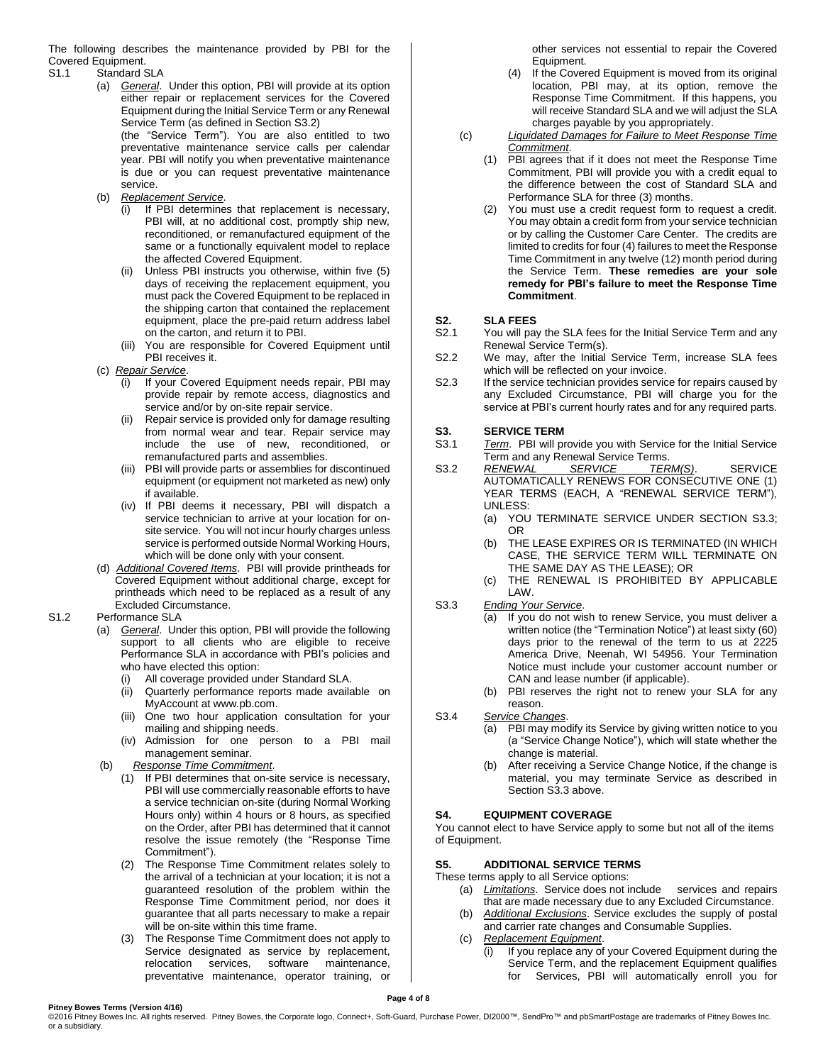The following describes the maintenance provided by PBI for the Covered Equipment.

S1.1 Standard SLA

(a) *General*. Under this option, PBI will provide at its option either repair or replacement services for the Covered Equipment during the Initial Service Term or any Renewal Service Term (as defined in Section S3.2) (the "Service Term"). You are also entitled to two preventative maintenance service calls per calendar year. PBI will notify you when preventative maintenance is due or you can request preventative maintenance service.

(b) *Replacement Service*.

(i) If PBI determines that replacement is necessary, PBI will, at no additional cost, promptly ship new, reconditioned, or remanufactured equipment of the same or a functionally equivalent model to replace the affected Covered Equipment.

(ii) Unless PBI instructs you otherwise, within five (5) days of receiving the replacement equipment, you must pack the Covered Equipment to be replaced in the shipping carton that contained the replacement equipment, place the pre-paid return address label on the carton, and return it to PBI.

(iii) You are responsible for Covered Equipment until PBI receives it.

(c) *Repair Service*.

(i) If your Covered Equipment needs repair, PBI may provide repair by remote access, diagnostics and service and/or by on-site repair service.

(ii) Repair service is provided only for damage resulting from normal wear and tear. Repair service may include the use of new, reconditioned, or remanufactured parts and assemblies.

(iii) PBI will provide parts or assemblies for discontinued equipment (or equipment not marketed as new) only if available.

(iv) If PBI deems it necessary, PBI will dispatch a service technician to arrive at your location for on-site service. You will not incur hourly charges unless service is performed outside Normal Working Hours, which will be done only with your consent.

(d) *Additional Covered Items*. PBI will provide printheads for Covered Equipment without additional charge, except for printheads which need to be replaced as a result of any Excluded Circumstance.

S1.2 Performance SLA

(a) *General*. Under this option, PBI will provide the following support to all clients who are eligible to receive Performance SLA in accordance with PBI's policies and who have elected this option:

(i) All coverage provided under Standard SLA.

(ii) Quarterly performance reports made available on MyAccount at www.pb.com.

(iii) One two hour application consultation for your mailing and shipping needs.

(iv) Admission for one person to a PBI mail management seminar.

(b) *Response Time Commitment*.

(1) If PBI determines that on-site service is necessary, PBI will use commercially reasonable efforts to have a service technician on-site (during Normal Working Hours only) within 4 hours or 8 hours, as specified on the Order, after PBI has determined that it cannot resolve the issue remotely (the "Response Time Commitment").

(2) The Response Time Commitment relates solely to the arrival of a technician at your location; it is not a guaranteed resolution of the problem within the Response Time Commitment period, nor does it guarantee that all parts necessary to make a repair will be on-site within this time frame.

(3) The Response Time Commitment does not apply to Service designated as service by replacement, relocation services, software maintenance, preventative maintenance, operator training, or other services not essential to repair the Covered Equipment.

(4) If the Covered Equipment is moved from its original location, PBI may, at its option, remove the Response Time Commitment. If this happens, you will receive Standard SLA and we will adjust the SLA charges payable by you appropriately.

(c) *Liquidated Damages for Failure to Meet Response Time Commitment*.

(1) PBI agrees that if it does not meet the Response Time Commitment, PBI will provide you with a credit equal to the difference between the cost of Standard SLA and Performance SLA for three (3) months.

(2) You must use a credit request form to request a credit. You may obtain a credit form from your service technician or by calling the Customer Care Center. The credits are limited to credits for four (4) failures to meet the Response Time Commitment in any twelve (12) month period during the Service Term. **These remedies are your sole remedy for PBI's failure to meet the Response Time Commitment**.

## S2. SLA FEES

S2.1 You will pay the SLA fees for the Initial Service Term and any Renewal Service Term(s).

S2.2 We may, after the Initial Service Term, increase SLA fees which will be reflected on your invoice.

S2.3 If the service technician provides service for repairs caused by any Excluded Circumstance, PBI will charge you for the service at PBI's current hourly rates and for any required parts.

## S3. SERVICE TERM

S3.1 *Term*. PBI will provide you with Service for the Initial Service Term and any Renewal Service Terms.

S3.2 *RENEWAL SERVICE TERM(S)*. SERVICE AUTOMATICALLY RENEWS FOR CONSECUTIVE ONE (1) YEAR TERMS (EACH, A "RENEWAL SERVICE TERM"), UNLESS:

(a) YOU TERMINATE SERVICE UNDER SECTION S3.3; OR

(b) THE LEASE EXPIRES OR IS TERMINATED (IN WHICH CASE, THE SERVICE TERM WILL TERMINATE ON THE SAME DAY AS THE LEASE); OR

(c) THE RENEWAL IS PROHIBITED BY APPLICABLE LAW.

S3.3 *Ending Your Service*.

(a) If you do not wish to renew Service, you must deliver a written notice (the "Termination Notice") at least sixty (60) days prior to the renewal of the term to us at 2225 America Drive, Neenah, WI 54956. Your Termination Notice must include your customer account number or CAN and lease number (if applicable).

(b) PBI reserves the right not to renew your SLA for any reason.

S3.4 *Service Changes*.

(a) PBI may modify its Service by giving written notice to you (a "Service Change Notice"), which will state whether the change is material.

(b) After receiving a Service Change Notice, if the change is material, you may terminate Service as described in Section S3.3 above.

## S4. EQUIPMENT COVERAGE

You cannot elect to have Service apply to some but not all of the items of Equipment.

## S5. ADDITIONAL SERVICE TERMS

These terms apply to all Service options:

(a) *Limitations*. Service does not include services and repairs that are made necessary due to any Excluded Circumstance.

(b) *Additional Exclusions*. Service excludes the supply of postal and carrier rate changes and Consumable Supplies.

(c) *Replacement Equipment*.

(i) If you replace any of your Covered Equipment during the Service Term, and the replacement Equipment qualifies for Services, PBI will automatically enroll you for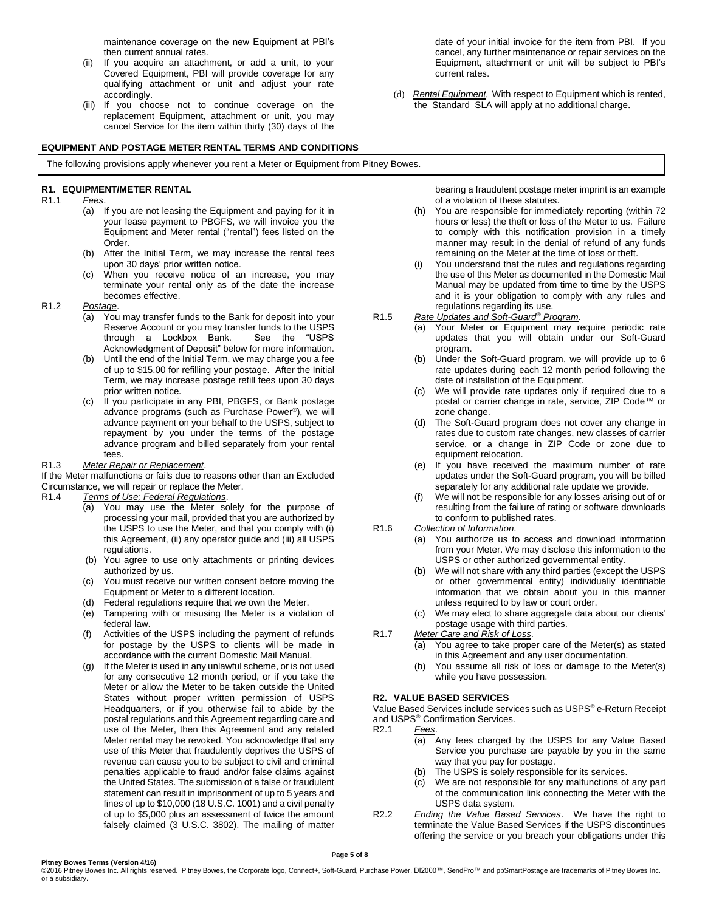maintenance coverage on the new Equipment at PBI's then current annual rates.

(ii) If you acquire an attachment, or add a unit, to your Covered Equipment, PBI will provide coverage for any qualifying attachment or unit and adjust your rate accordingly.

(iii) If you choose not to continue coverage on the replacement Equipment, attachment or unit, you may cancel Service for the item within thirty (30) days of the date of your initial invoice for the item from PBI. If you cancel, any further maintenance or repair services on the Equipment, attachment or unit will be subject to PBI's current rates.

(d) *Rental Equipment.* With respect to Equipment which is rented, the Standard SLA will apply at no additional charge.

## EQUIPMENT AND POSTAGE METER RENTAL TERMS AND CONDITIONS

The following provisions apply whenever you rent a Meter or Equipment from Pitney Bowes.

### R1. EQUIPMENT/METER RENTAL

R1.1 *Fees*.

(a) If you are not leasing the Equipment and paying for it in your lease payment to PBGFS, we will invoice you the Equipment and Meter rental ("rental") fees listed on the Order.

(b) After the Initial Term, we may increase the rental fees upon 30 days' prior written notice.

(c) When you receive notice of an increase, you may terminate your rental only as of the date the increase becomes effective.

R1.2 *Postage*.

(a) You may transfer funds to the Bank for deposit into your Reserve Account or you may transfer funds to the USPS through a Lockbox Bank. See the "USPS Acknowledgment of Deposit" below for more information.

(b) Until the end of the Initial Term, we may charge you a fee of up to $15.00 for refilling your postage. After the Initial Term, we may increase postage refill fees upon 30 days prior written notice.

(c) If you participate in any PBI, PBGFS, or Bank postage advance programs (such as Purchase Power®), we will advance payment on your behalf to the USPS, subject to repayment by you under the terms of the postage advance program and billed separately from your rental fees.

R1.3 *Meter Repair or Replacement*.

If the Meter malfunctions or fails due to reasons other than an Excluded Circumstance, we will repair or replace the Meter.

R1.4 *Terms of Use; Federal Regulations*.

(a) You may use the Meter solely for the purpose of processing your mail, provided that you are authorized by the USPS to use the Meter, and that you comply with (i) this Agreement, (ii) any operator guide and (iii) all USPS regulations.

(b) You agree to use only attachments or printing devices authorized by us.

(c) You must receive our written consent before moving the Equipment or Meter to a different location.

(d) Federal regulations require that we own the Meter.

(e) Tampering with or misusing the Meter is a violation of federal law.

(f) Activities of the USPS including the payment of refunds for postage by the USPS to clients will be made in accordance with the current Domestic Mail Manual.

(g) If the Meter is used in any unlawful scheme, or is not used for any consecutive 12 month period, or if you take the Meter or allow the Meter to be taken outside the United States without proper written permission of USPS Headquarters, or if you otherwise fail to abide by the postal regulations and this Agreement regarding care and use of the Meter, then this Agreement and any related Meter rental may be revoked. You acknowledge that any use of this Meter that fraudulently deprives the USPS of revenue can cause you to be subject to civil and criminal penalties applicable to fraud and/or false claims against the United States. The submission of a false or fraudulent statement can result in imprisonment of up to 5 years and fines of up to $10,000 (18 U.S.C. 1001) and a civil penalty of up to $5,000 plus an assessment of twice the amount falsely claimed (3 U.S.C. 3802). The mailing of matter bearing a fraudulent postage meter imprint is an example of a violation of these statutes.

(h) You are responsible for immediately reporting (within 72 hours or less) the theft or loss of the Meter to us. Failure to comply with this notification provision in a timely manner may result in the denial of refund of any funds remaining on the Meter at the time of loss or theft.

(i) You understand that the rules and regulations regarding the use of this Meter as documented in the Domestic Mail Manual may be updated from time to time by the USPS and it is your obligation to comply with any rules and regulations regarding its use.

R1.5 *Rate Updates and Soft-Guard® Program*.

(a) Your Meter or Equipment may require periodic rate updates that you will obtain under our Soft-Guard program.

(b) Under the Soft-Guard program, we will provide up to 6 rate updates during each 12 month period following the date of installation of the Equipment.

(c) We will provide rate updates only if required due to a postal or carrier change in rate, service, ZIP Code™ or zone change.

(d) The Soft-Guard program does not cover any change in rates due to custom rate changes, new classes of carrier service, or a change in ZIP Code or zone due to equipment relocation.

(e) If you have received the maximum number of rate updates under the Soft-Guard program, you will be billed separately for any additional rate update we provide.

(f) We will not be responsible for any losses arising out of or resulting from the failure of rating or software downloads to conform to published rates.

R1.6 *Collection of Information*.

(a) You authorize us to access and download information from your Meter. We may disclose this information to the USPS or other authorized governmental entity.

(b) We will not share with any third parties (except the USPS or other governmental entity) individually identifiable information that we obtain about you in this manner unless required to by law or court order.

(c) We may elect to share aggregate data about our clients' postage usage with third parties.

R1.7 *Meter Care and Risk of Loss*.

(a) You agree to take proper care of the Meter(s) as stated in this Agreement and any user documentation.

(b) You assume all risk of loss or damage to the Meter(s) while you have possession.

### R2. VALUE BASED SERVICES

Value Based Services include services such as USPS® e-Return Receipt and USPS® Confirmation Services.

R2.1 *Fees*.

(a) Any fees charged by the USPS for any Value Based Service you purchase are payable by you in the same way that you pay for postage.

(b) The USPS is solely responsible for its services.

(c) We are not responsible for any malfunctions of any part of the communication link connecting the Meter with the USPS data system.

R2.2 *Ending the Value Based Services*. We have the right to terminate the Value Based Services if the USPS discontinues offering the service or you breach your obligations under this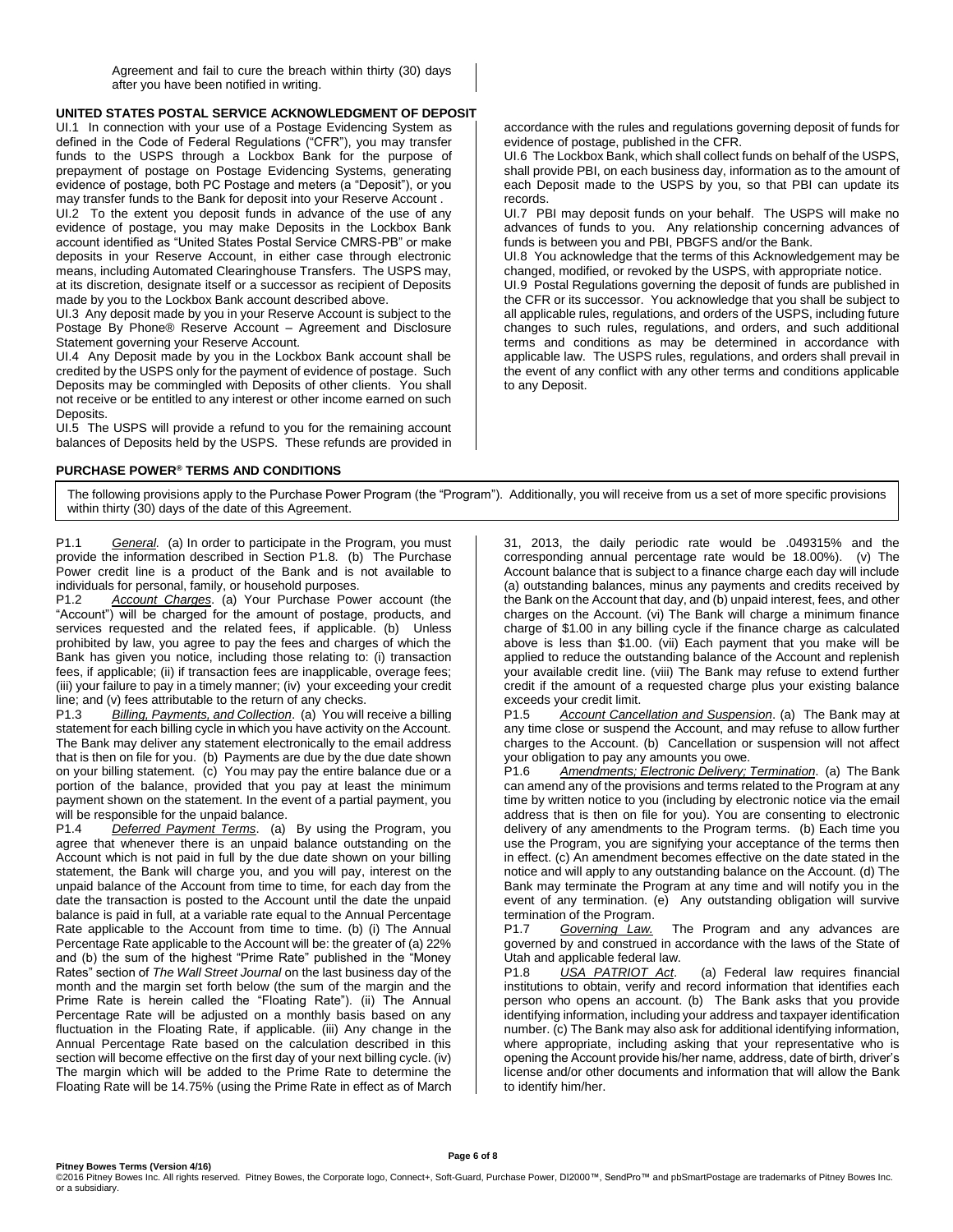Agreement and fail to cure the breach within thirty (30) days after you have been notified in writing.

**UNITED STATES POSTAL SERVICE ACKNOWLEDGMENT OF DEPOSIT**

UI.1 In connection with your use of a Postage Evidencing System as defined in the Code of Federal Regulations ("CFR"), you may transfer funds to the USPS through a Lockbox Bank for the purpose of prepayment of postage on Postage Evidencing Systems, generating evidence of postage, both PC Postage and meters (a "Deposit"), or you may transfer funds to the Bank for deposit into your Reserve Account .

UI.2 To the extent you deposit funds in advance of the use of any evidence of postage, you may make Deposits in the Lockbox Bank account identified as "United States Postal Service CMRS-PB" or make deposits in your Reserve Account, in either case through electronic means, including Automated Clearinghouse Transfers. The USPS may, at its discretion, designate itself or a successor as recipient of Deposits made by you to the Lockbox Bank account described above.

UI.3 Any deposit made by you in your Reserve Account is subject to the Postage By Phone® Reserve Account – Agreement and Disclosure Statement governing your Reserve Account.

UI.4 Any Deposit made by you in the Lockbox Bank account shall be credited by the USPS only for the payment of evidence of postage. Such Deposits may be commingled with Deposits of other clients. You shall not receive or be entitled to any interest or other income earned on such Deposits.

UI.5 The USPS will provide a refund to you for the remaining account balances of Deposits held by the USPS. These refunds are provided in accordance with the rules and regulations governing deposit of funds for evidence of postage, published in the CFR.

UI.6 The Lockbox Bank, which shall collect funds on behalf of the USPS, shall provide PBI, on each business day, information as to the amount of each Deposit made to the USPS by you, so that PBI can update its records.

UI.7 PBI may deposit funds on your behalf. The USPS will make no advances of funds to you. Any relationship concerning advances of funds is between you and PBI, PBGFS and/or the Bank.

UI.8 You acknowledge that the terms of this Acknowledgement may be changed, modified, or revoked by the USPS, with appropriate notice.

UI.9 Postal Regulations governing the deposit of funds are published in the CFR or its successor. You acknowledge that you shall be subject to all applicable rules, regulations, and orders of the USPS, including future changes to such rules, regulations, and orders, and such additional terms and conditions as may be determined in accordance with applicable law. The USPS rules, regulations, and orders shall prevail in the event of any conflict with any other terms and conditions applicable to any Deposit.

**PURCHASE POWER® TERMS AND CONDITIONS**

The following provisions apply to the Purchase Power Program (the "Program"). Additionally, you will receive from us a set of more specific provisions within thirty (30) days of the date of this Agreement.

P1.1 *General.* (a) In order to participate in the Program, you must provide the information described in Section P1.8. (b) The Purchase Power credit line is a product of the Bank and is not available to individuals for personal, family, or household purposes.

P1.2 *Account Charges*. (a) Your Purchase Power account (the "Account") will be charged for the amount of postage, products, and services requested and the related fees, if applicable. (b) Unless prohibited by law, you agree to pay the fees and charges of which the Bank has given you notice, including those relating to: (i) transaction fees, if applicable; (ii) if transaction fees are inapplicable, overage fees; (iii) your failure to pay in a timely manner; (iv) your exceeding your credit line; and (v) fees attributable to the return of any checks.

P1.3 *Billing, Payments, and Collection*. (a) You will receive a billing statement for each billing cycle in which you have activity on the Account. The Bank may deliver any statement electronically to the email address that is then on file for you. (b) Payments are due by the due date shown on your billing statement. (c) You may pay the entire balance due or a portion of the balance, provided that you pay at least the minimum payment shown on the statement. In the event of a partial payment, you will be responsible for the unpaid balance.

P1.4 *Deferred Payment Terms*. (a) By using the Program, you agree that whenever there is an unpaid balance outstanding on the Account which is not paid in full by the due date shown on your billing statement, the Bank will charge you, and you will pay, interest on the unpaid balance of the Account from time to time, for each day from the date the transaction is posted to the Account until the date the unpaid balance is paid in full, at a variable rate equal to the Annual Percentage Rate applicable to the Account from time to time. (b) (i) The Annual Percentage Rate applicable to the Account will be: the greater of (a) 22% and (b) the sum of the highest "Prime Rate" published in the "Money Rates" section of *The Wall Street Journal* on the last business day of the month and the margin set forth below (the sum of the margin and the Prime Rate is herein called the "Floating Rate"). (ii) The Annual Percentage Rate will be adjusted on a monthly basis based on any fluctuation in the Floating Rate, if applicable. (iii) Any change in the Annual Percentage Rate based on the calculation described in this section will become effective on the first day of your next billing cycle. (iv) The margin which will be added to the Prime Rate to determine the Floating Rate will be 14.75% (using the Prime Rate in effect as of March 31, 2013, the daily periodic rate would be .049315% and the corresponding annual percentage rate would be 18.00%). (v) The Account balance that is subject to a finance charge each day will include (a) outstanding balances, minus any payments and credits received by the Bank on the Account that day, and (b) unpaid interest, fees, and other charges on the Account. (vi) The Bank will charge a minimum finance charge of $1.00 in any billing cycle if the finance charge as calculated above is less than $1.00. (vii) Each payment that you make will be applied to reduce the outstanding balance of the Account and replenish your available credit line. (viii) The Bank may refuse to extend further credit if the amount of a requested charge plus your existing balance exceeds your credit limit.

P1.5 *Account Cancellation and Suspension*. (a) The Bank may at any time close or suspend the Account, and may refuse to allow further charges to the Account. (b) Cancellation or suspension will not affect your obligation to pay any amounts you owe.

P1.6 *Amendments; Electronic Delivery; Termination*. (a) The Bank can amend any of the provisions and terms related to the Program at any time by written notice to you (including by electronic notice via the email address that is then on file for you). You are consenting to electronic delivery of any amendments to the Program terms. (b) Each time you use the Program, you are signifying your acceptance of the terms then in effect. (c) An amendment becomes effective on the date stated in the notice and will apply to any outstanding balance on the Account. (d) The Bank may terminate the Program at any time and will notify you in the event of any termination. (e) Any outstanding obligation will survive termination of the Program.

P1.7 *Governing Law.* The Program and any advances are governed by and construed in accordance with the laws of the State of Utah and applicable federal law.

P1.8 *USA PATRIOT Act*. (a) Federal law requires financial institutions to obtain, verify and record information that identifies each person who opens an account. (b) The Bank asks that you provide identifying information, including your address and taxpayer identification number. (c) The Bank may also ask for additional identifying information, where appropriate, including asking that your representative who is opening the Account provide his/her name, address, date of birth, driver's license and/or other documents and information that will allow the Bank to identify him/her.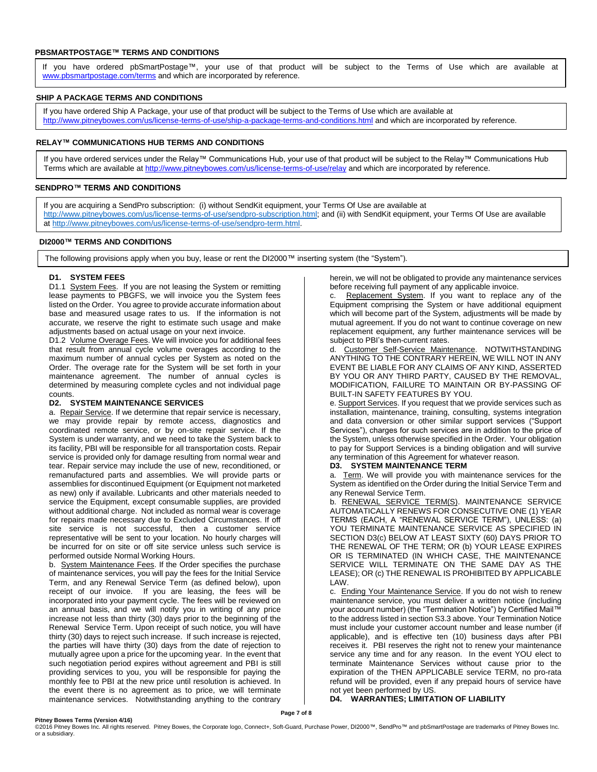## PBSMARTPOSTAGE™ TERMS AND CONDITIONS

If you have ordered pbSmartPostage™, your use of that product will be subject to the Terms of Use which are available at www.pbsmartpostage.com/terms and which are incorporated by reference.

## SHIP A PACKAGE TERMS AND CONDITIONS

If you have ordered Ship A Package, your use of that product will be subject to the Terms of Use which are available at http://www.pitneybowes.com/us/license-terms-of-use/ship-a-package-terms-and-conditions.html and which are incorporated by reference.

## RELAY™ COMMUNICATIONS HUB TERMS AND CONDITIONS

If you have ordered services under the Relay™ Communications Hub, your use of that product will be subject to the Relay™ Communications Hub Terms which are available at http://www.pitneybowes.com/us/license-terms-of-use/relay and which are incorporated by reference.

## SENDPRO™ TERMS AND CONDITIONS

If you are acquiring a SendPro subscription: (i) without SendKit equipment, your Terms Of Use are available at http://www.pitneybowes.com/us/license-terms-of-use/sendpro-subscription.html; and (ii) with SendKit equipment, your Terms Of Use are available at http://www.pitneybowes.com/us/license-terms-of-use/sendpro-term.html.

## DI2000™ TERMS AND CONDITIONS

The following provisions apply when you buy, lease or rent the DI2000™ inserting system (the "System").

### D1. SYSTEM FEES

D1.1 System Fees. If you are not leasing the System or remitting lease payments to PBGFS, we will invoice you the System fees listed on the Order. You agree to provide accurate information about base and measured usage rates to us. If the information is not accurate, we reserve the right to estimate such usage and make adjustments based on actual usage on your next invoice.

D1.2 Volume Overage Fees. We will invoice you for additional fees that result from annual cycle volume overages according to the maximum number of annual cycles per System as noted on the Order. The overage rate for the System will be set forth in your maintenance agreement. The number of annual cycles is determined by measuring complete cycles and not individual page counts.

### D2. SYSTEM MAINTENANCE SERVICES

a. Repair Service. If we determine that repair service is necessary, we may provide repair by remote access, diagnostics and coordinated remote service, or by on-site repair service. If the System is under warranty, and we need to take the System back to its facility, PBI will be responsible for all transportation costs. Repair service is provided only for damage resulting from normal wear and tear. Repair service may include the use of new, reconditioned, or remanufactured parts and assemblies. We will provide parts or assemblies for discontinued Equipment (or Equipment not marketed as new) only if available. Lubricants and other materials needed to service the Equipment, except consumable supplies, are provided without additional charge. Not included as normal wear is coverage for repairs made necessary due to Excluded Circumstances. If off site service is not successful, then a customer service representative will be sent to your location. No hourly charges will be incurred for on site or off site service unless such service is performed outside Normal Working Hours.

b. System Maintenance Fees. If the Order specifies the purchase of maintenance services, you will pay the fees for the Initial Service Term, and any Renewal Service Term (as defined below), upon receipt of our invoice. If you are leasing, the fees will be incorporated into your payment cycle. The fees will be reviewed on an annual basis, and we will notify you in writing of any price increase not less than thirty (30) days prior to the beginning of the Renewal Service Term. Upon receipt of such notice, you will have thirty (30) days to reject such increase. If such increase is rejected, the parties will have thirty (30) days from the date of rejection to mutually agree upon a price for the upcoming year. In the event that such negotiation period expires without agreement and PBI is still providing services to you, you will be responsible for paying the monthly fee to PBI at the new price until resolution is achieved. In the event there is no agreement as to price, we will terminate maintenance services. Notwithstanding anything to the contrary herein, we will not be obligated to provide any maintenance services before receiving full payment of any applicable invoice.

c. Replacement System. If you want to replace any of the Equipment comprising the System or have additional equipment which will become part of the System, adjustments will be made by mutual agreement. If you do not want to continue coverage on new replacement equipment, any further maintenance services will be subject to PBI's then-current rates.

d. Customer Self-Service Maintenance. NOTWITHSTANDING ANYTHING TO THE CONTRARY HEREIN, WE WILL NOT IN ANY EVENT BE LIABLE FOR ANY CLAIMS OF ANY KIND, ASSERTED BY YOU OR ANY THIRD PARTY, CAUSED BY THE REMOVAL, MODIFICATION, FAILURE TO MAINTAIN OR BY-PASSING OF BUILT-IN SAFETY FEATURES BY YOU.

e. Support Services. If you request that we provide services such as installation, maintenance, training, consulting, systems integration and data conversion or other similar support services ("Support Services"), charges for such services are in addition to the price of the System, unless otherwise specified in the Order. Your obligation to pay for Support Services is a binding obligation and will survive any termination of this Agreement for whatever reason.

### D3. SYSTEM MAINTENANCE TERM

a. Term. We will provide you with maintenance services for the System as identified on the Order during the Initial Service Term and any Renewal Service Term.

b. RENEWAL SERVICE TERM(S). MAINTENANCE SERVICE AUTOMATICALLY RENEWS FOR CONSECUTIVE ONE (1) YEAR TERMS (EACH, A "RENEWAL SERVICE TERM"), UNLESS: (a) YOU TERMINATE MAINTENANCE SERVICE AS SPECIFIED IN SECTION D3(c) BELOW AT LEAST SIXTY (60) DAYS PRIOR TO THE RENEWAL OF THE TERM; OR (b) YOUR LEASE EXPIRES OR IS TERMINATED (IN WHICH CASE, THE MAINTENANCE SERVICE WILL TERMINATE ON THE SAME DAY AS THE LEASE); OR (c) THE RENEWAL IS PROHIBITED BY APPLICABLE LAW.

c. Ending Your Maintenance Service. If you do not wish to renew maintenance service, you must deliver a written notice (including your account number) (the "Termination Notice") by Certified Mail™ to the address listed in section S3.3 above. Your Termination Notice must include your customer account number and lease number (if applicable), and is effective ten (10) business days after PBI receives it. PBI reserves the right not to renew your maintenance service any time and for any reason. In the event YOU elect to terminate Maintenance Services without cause prior to the expiration of the THEN APPLICABLE service TERM, no pro-rata refund will be provided, even if any prepaid hours of service have not yet been performed by US.

### D4. WARRANTIES; LIMITATION OF LIABILITY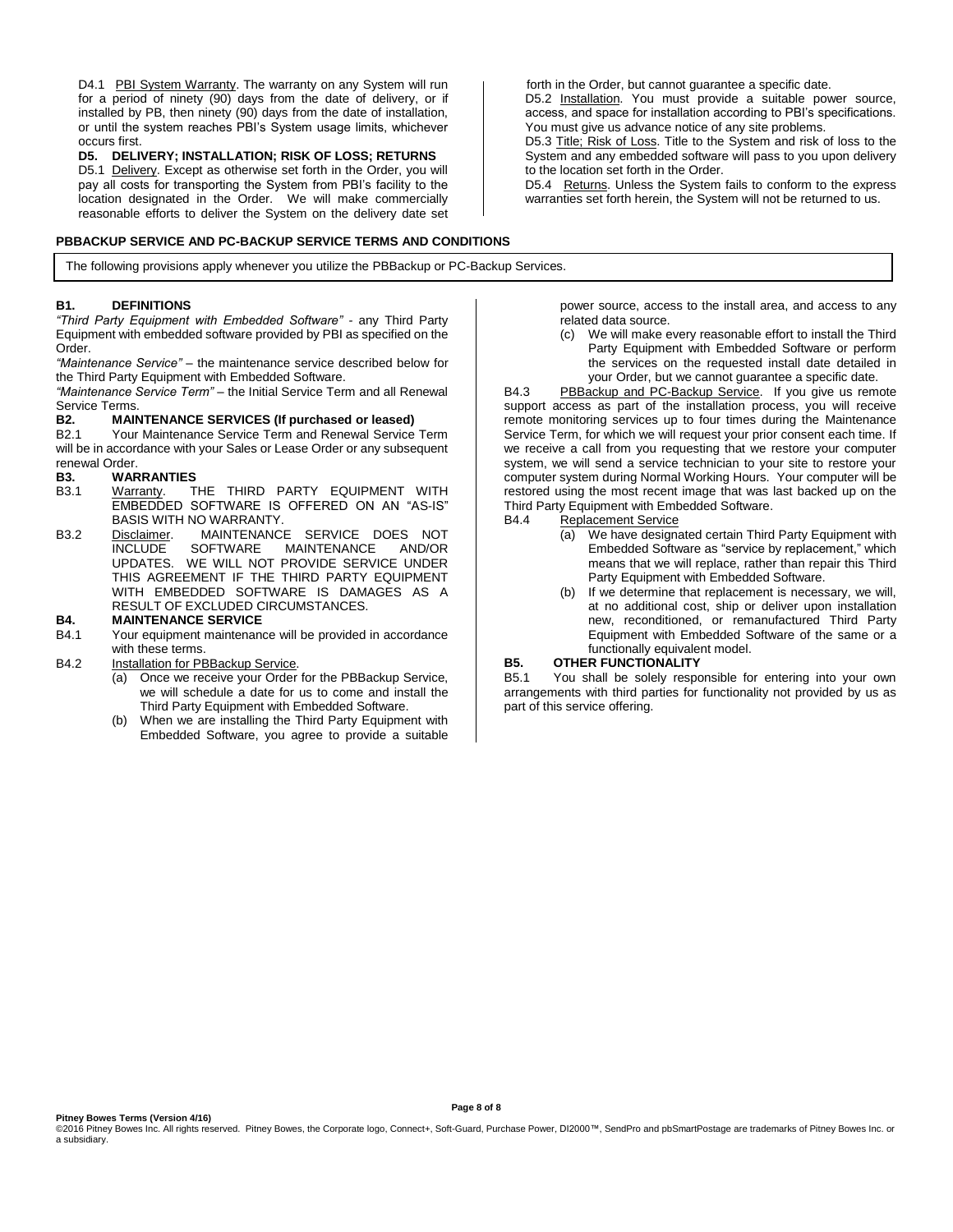D4.1 PBI System Warranty. The warranty on any System will run for a period of ninety (90) days from the date of delivery, or if installed by PB, then ninety (90) days from the date of installation, or until the system reaches PBI's System usage limits, whichever occurs first.

**D5. DELIVERY; INSTALLATION; RISK OF LOSS; RETURNS**

D5.1 Delivery. Except as otherwise set forth in the Order, you will pay all costs for transporting the System from PBI's facility to the location designated in the Order. We will make commercially reasonable efforts to deliver the System on the delivery date set forth in the Order, but cannot guarantee a specific date.

D5.2 Installation. You must provide a suitable power source, access, and space for installation according to PBI's specifications. You must give us advance notice of any site problems.

D5.3 Title; Risk of Loss. Title to the System and risk of loss to the System and any embedded software will pass to you upon delivery to the location set forth in the Order.

D5.4 Returns. Unless the System fails to conform to the express warranties set forth herein, the System will not be returned to us.

## PBBACKUP SERVICE AND PC-BACKUP SERVICE TERMS AND CONDITIONS

The following provisions apply whenever you utilize the PBBackup or PC-Backup Services.

### B1. DEFINITIONS

*"Third Party Equipment with Embedded Software"* - any Third Party Equipment with embedded software provided by PBI as specified on the Order.

*"Maintenance Service"* – the maintenance service described below for the Third Party Equipment with Embedded Software.

*"Maintenance Service Term"* – the Initial Service Term and all Renewal Service Terms.

### B2. MAINTENANCE SERVICES (If purchased or leased)

B2.1 Your Maintenance Service Term and Renewal Service Term will be in accordance with your Sales or Lease Order or any subsequent renewal Order.

### B3. WARRANTIES

B3.1 Warranty. THE THIRD PARTY EQUIPMENT WITH EMBEDDED SOFTWARE IS OFFERED ON AN "AS-IS" BASIS WITH NO WARRANTY.

B3.2 Disclaimer. MAINTENANCE SERVICE DOES NOT INCLUDE SOFTWARE MAINTENANCE AND/OR UPDATES. WE WILL NOT PROVIDE SERVICE UNDER THIS AGREEMENT IF THE THIRD PARTY EQUIPMENT WITH EMBEDDED SOFTWARE IS DAMAGES AS A RESULT OF EXCLUDED CIRCUMSTANCES.

### B4. MAINTENANCE SERVICE

B4.1 Your equipment maintenance will be provided in accordance with these terms.

B4.2 Installation for PBBackup Service.

(a) Once we receive your Order for the PBBackup Service, we will schedule a date for us to come and install the Third Party Equipment with Embedded Software.

(b) When we are installing the Third Party Equipment with Embedded Software, you agree to provide a suitable power source, access to the install area, and access to any related data source.

(c) We will make every reasonable effort to install the Third Party Equipment with Embedded Software or perform the services on the requested install date detailed in your Order, but we cannot guarantee a specific date.

B4.3 PBBackup and PC-Backup Service. If you give us remote support access as part of the installation process, you will receive remote monitoring services up to four times during the Maintenance Service Term, for which we will request your prior consent each time. If we receive a call from you requesting that we restore your computer system, we will send a service technician to your site to restore your computer system during Normal Working Hours. Your computer will be restored using the most recent image that was last backed up on the Third Party Equipment with Embedded Software.

B4.4 Replacement Service

(a) We have designated certain Third Party Equipment with Embedded Software as "service by replacement," which means that we will replace, rather than repair this Third Party Equipment with Embedded Software.

(b) If we determine that replacement is necessary, we will, at no additional cost, ship or deliver upon installation new, reconditioned, or remanufactured Third Party Equipment with Embedded Software of the same or a functionally equivalent model.

### B5. OTHER FUNCTIONALITY

B5.1 You shall be solely responsible for entering into your own arrangements with third parties for functionality not provided by us as part of this service offering.

**Pitney Bowes Terms (Version 4/16)**

©2016 Pitney Bowes Inc. All rights reserved. Pitney Bowes, the Corporate logo, Connect+, Soft-Guard, Purchase Power, DI2000™, SendPro and pbSmartPostage are trademarks of Pitney Bowes Inc. or a subsidiary.